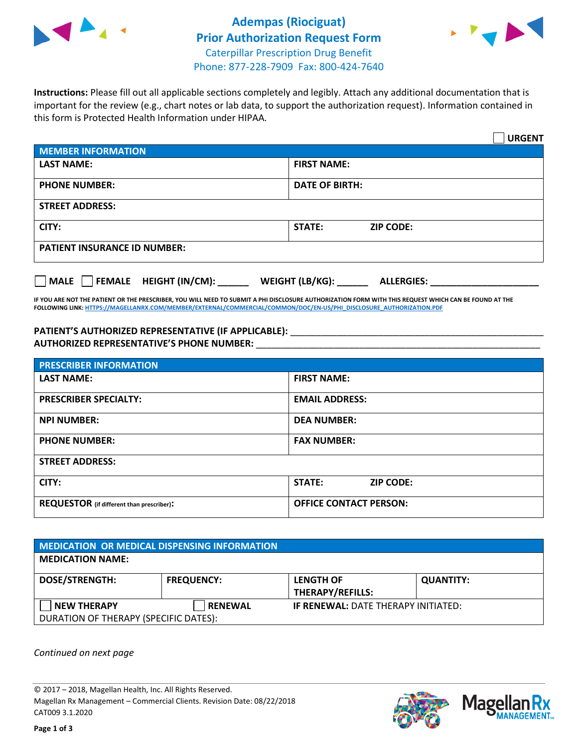# Adempas (Riociguat)
## Prior Authorization Request Form

Caterpillar Prescription Drug Benefit
Phone: 877-228-7909 Fax: 800-424-7640

**Instructions:** Please fill out all applicable sections completely and legibly. Attach any additional documentation that is important for the review (e.g., chart notes or lab data, to support the authorization request). Information contained in this form is Protected Health Information under HIPAA.

☐ **URGENT**

| MEMBER INFORMATION | |
|---|---|
| **LAST NAME:** | **FIRST NAME:** |
| **PHONE NUMBER:** | **DATE OF BIRTH:** |
| **STREET ADDRESS:** | |
| **CITY:** | **STATE:** **ZIP CODE:** |
| **PATIENT INSURANCE ID NUMBER:** | |

☐ **MALE** ☐ **FEMALE** **HEIGHT (IN/CM):** ______ **WEIGHT (LB/KG):** ______ **ALLERGIES:** ____________________

**IF YOU ARE NOT THE PATIENT OR THE PRESCRIBER, YOU WILL NEED TO SUBMIT A PHI DISCLOSURE AUTHORIZATION FORM WITH THIS REQUEST WHICH CAN BE FOUND AT THE FOLLOWING LINK: HTTPS://MAGELLANRX.COM/MEMBER/EXTERNAL/COMMERCIAL/COMMON/DOC/EN-US/PHI_DISCLOSURE_AUTHORIZATION.PDF**

**PATIENT'S AUTHORIZED REPRESENTATIVE (IF APPLICABLE):** ____________________________________________
**AUTHORIZED REPRESENTATIVE'S PHONE NUMBER:** ____________________________________________

| PRESCRIBER INFORMATION | |
|---|---|
| **LAST NAME:** | **FIRST NAME:** |
| **PRESCRIBER SPECIALTY:** | **EMAIL ADDRESS:** |
| **NPI NUMBER:** | **DEA NUMBER:** |
| **PHONE NUMBER:** | **FAX NUMBER:** |
| **STREET ADDRESS:** | |
| **CITY:** | **STATE:** **ZIP CODE:** |
| **REQUESTOR** (if different than prescriber): | **OFFICE CONTACT PERSON:** |

| MEDICATION OR MEDICAL DISPENSING INFORMATION | | | |
|---|---|---|---|
| **MEDICATION NAME:** | | | |
| **DOSE/STRENGTH:** | **FREQUENCY:** | **LENGTH OF THERAPY/REFILLS:** | **QUANTITY:** |
| ☐ **NEW THERAPY** | ☐ **RENEWAL** | **IF RENEWAL:** DATE THERAPY INITIATED: | |
| DURATION OF THERAPY (SPECIFIC DATES): | | | |

*Continued on next page*

© 2017 – 2018, Magellan Health, Inc. All Rights Reserved.
Magellan Rx Management – Commercial Clients. Revision Date: 08/22/2018
CAT009 3.1.2020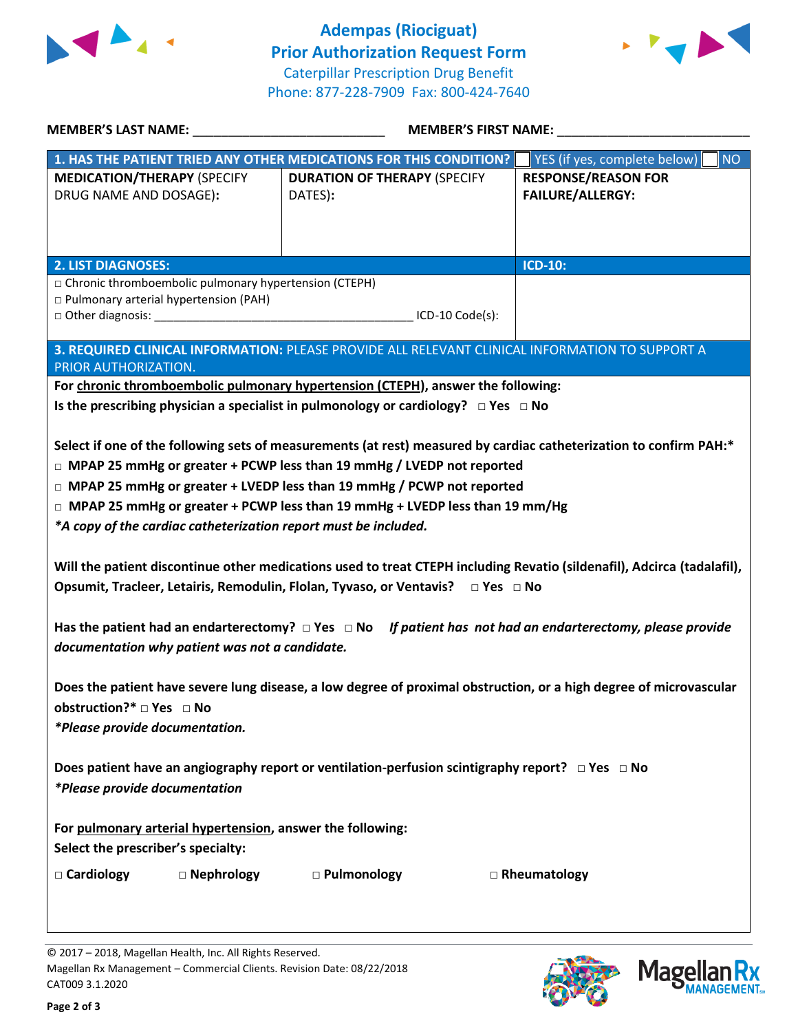# Adempas (Riociguat)
## Prior Authorization Request Form

Caterpillar Prescription Drug Benefit
Phone: 877-228-7909 Fax: 800-424-7640

**MEMBER'S LAST NAME:** ___________________________ **MEMBER'S FIRST NAME:** ___________________________

| **1. HAS THE PATIENT TRIED ANY OTHER MEDICATIONS FOR THIS CONDITION?** | | ☐ YES (if yes, complete below) ☐ NO |
|---|---|---|
| **MEDICATION/THERAPY** (SPECIFY DRUG NAME AND DOSAGE): | **DURATION OF THERAPY** (SPECIFY DATES): | **RESPONSE/REASON FOR FAILURE/ALLERGY:** |
| | | |

| **2. LIST DIAGNOSES:** | **ICD-10:** |
|---|---|
| □ Chronic thromboembolic pulmonary hypertension (CTEPH)<br>□ Pulmonary arterial hypertension (PAH)<br>□ Other diagnosis: ________________________________________ ICD-10 Code(s): | |

**3. REQUIRED CLINICAL INFORMATION:** PLEASE PROVIDE ALL RELEVANT CLINICAL INFORMATION TO SUPPORT A PRIOR AUTHORIZATION.

**For chronic thromboembolic pulmonary hypertension (CTEPH), answer the following:**

**Is the prescribing physician a specialist in pulmonology or cardiology?** □ **Yes** □ **No**

**Select if one of the following sets of measurements (at rest) measured by cardiac catheterization to confirm PAH:***

- □ **MPAP 25 mmHg or greater + PCWP less than 19 mmHg / LVEDP not reported**
- □ **MPAP 25 mmHg or greater + LVEDP less than 19 mmHg / PCWP not reported**
- □ **MPAP 25 mmHg or greater + PCWP less than 19 mmHg + LVEDP less than 19 mm/Hg**

***A copy of the cardiac catheterization report must be included.***

**Will the patient discontinue other medications used to treat CTEPH including Revatio (sildenafil), Adcirca (tadalafil), Opsumit, Tracleer, Letairis, Remodulin, Flolan, Tyvaso, or Ventavis?** □ **Yes** □ **No**

**Has the patient had an endarterectomy?** □ **Yes** □ **No** ***If patient has not had an endarterectomy, please provide documentation why patient was not a candidate.***

**Does the patient have severe lung disease, a low degree of proximal obstruction, or a high degree of microvascular obstruction?*** □ **Yes** □ **No**

***Please provide documentation.***

**Does patient have an angiography report or ventilation-perfusion scintigraphy report?** □ **Yes** □ **No**

***Please provide documentation***

**For pulmonary arterial hypertension, answer the following:**

**Select the prescriber's specialty:**

□ **Cardiology** □ **Nephrology** □ **Pulmonology** □ **Rheumatology**

© 2017 – 2018, Magellan Health, Inc. All Rights Reserved.
Magellan Rx Management – Commercial Clients. Revision Date: 08/22/2018
CAT009 3.1.2020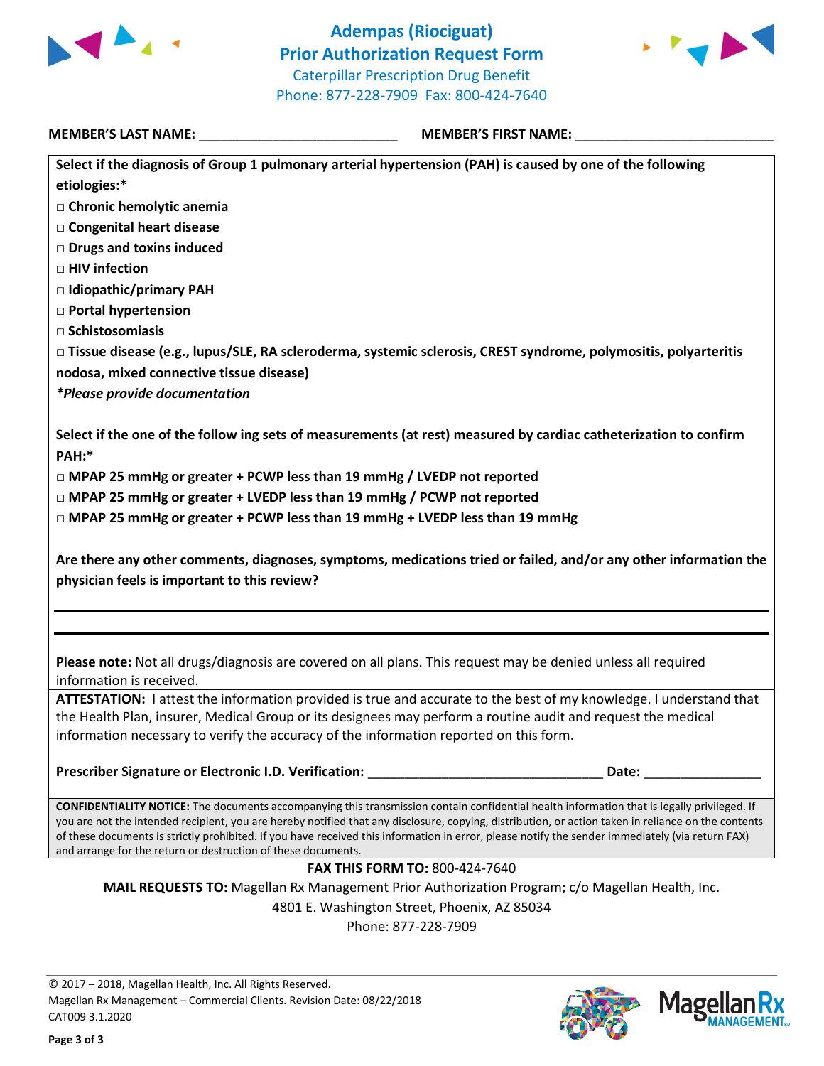# Adempas (Riociguat)
## Prior Authorization Request Form

Caterpillar Prescription Drug Benefit
Phone: 877-228-7909 Fax: 800-424-7640

**MEMBER'S LAST NAME:** ___________________________ **MEMBER'S FIRST NAME:** ___________________________

**Select if the diagnosis of Group 1 pulmonary arterial hypertension (PAH) is caused by one of the following etiologies:***

□ **Chronic hemolytic anemia**
□ **Congenital heart disease**
□ **Drugs and toxins induced**
□ **HIV infection**
□ **Idiopathic/primary PAH**
□ **Portal hypertension**
□ **Schistosomiasis**
□ **Tissue disease (e.g., lupus/SLE, RA scleroderma, systemic sclerosis, CREST syndrome, polymositis, polyarteritis nodosa, mixed connective tissue disease)**

***Please provide documentation**

**Select if the one of the follow ing sets of measurements (at rest) measured by cardiac catheterization to confirm PAH:***

□ **MPAP 25 mmHg or greater + PCWP less than 19 mmHg / LVEDP not reported**
□ **MPAP 25 mmHg or greater + LVEDP less than 19 mmHg / PCWP not reported**
□ **MPAP 25 mmHg or greater + PCWP less than 19 mmHg + LVEDP less than 19 mmHg**

**Are there any other comments, diagnoses, symptoms, medications tried or failed, and/or any other information the physician feels is important to this review?**

______________________________________________________________________________

______________________________________________________________________________

**Please note:** Not all drugs/diagnosis are covered on all plans. This request may be denied unless all required information is received.

**ATTESTATION:** I attest the information provided is true and accurate to the best of my knowledge. I understand that the Health Plan, insurer, Medical Group or its designees may perform a routine audit and request the medical information necessary to verify the accuracy of the information reported on this form.

**Prescriber Signature or Electronic I.D. Verification:** ________________________________ **Date:** ________________

**CONFIDENTIALITY NOTICE:** The documents accompanying this transmission contain confidential health information that is legally privileged. If you are not the intended recipient, you are hereby notified that any disclosure, copying, distribution, or action taken in reliance on the contents of these documents is strictly prohibited. If you have received this information in error, please notify the sender immediately (via return FAX) and arrange for the return or destruction of these documents.

**FAX THIS FORM TO:** 800-424-7640

**MAIL REQUESTS TO:** Magellan Rx Management Prior Authorization Program; c/o Magellan Health, Inc.
4801 E. Washington Street, Phoenix, AZ 85034
Phone: 877-228-7909

© 2017 – 2018, Magellan Health, Inc. All Rights Reserved.
Magellan Rx Management – Commercial Clients. Revision Date: 08/22/2018
CAT009 3.1.2020